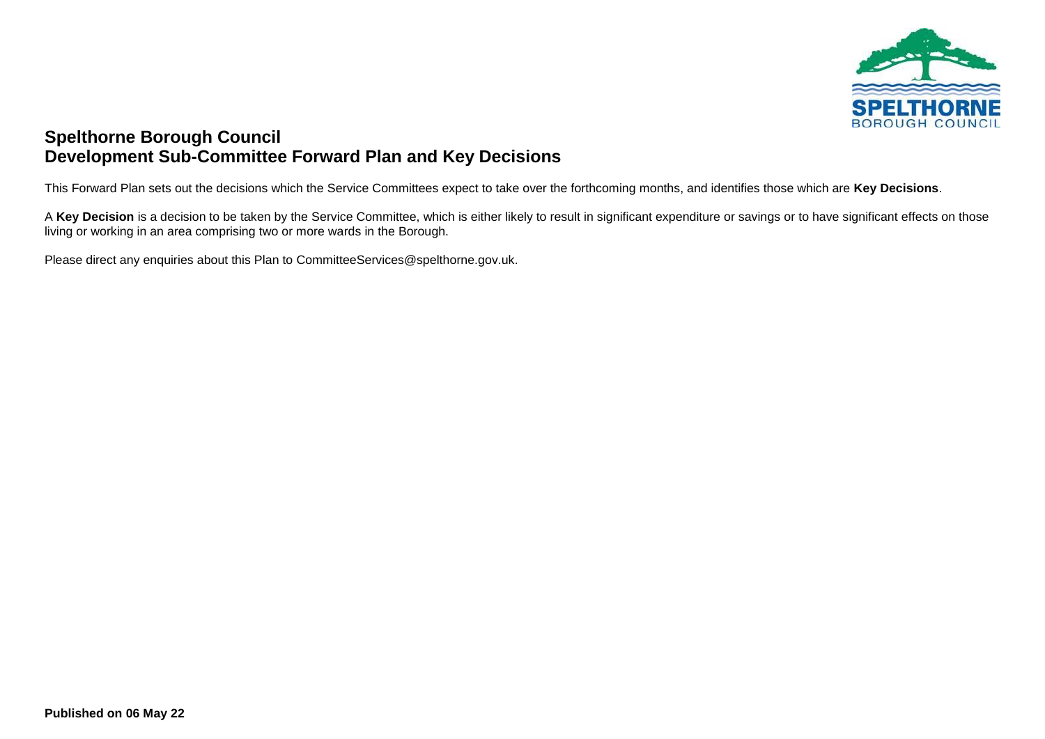# Spelthorne Borough Council
# Development Sub-Committee Forward Plan and Key Decisions

This Forward Plan sets out the decisions which the Service Committees expect to take over the forthcoming months, and identifies those which are **Key Decisions**.

A **Key Decision** is a decision to be taken by the Service Committee, which is either likely to result in significant expenditure or savings or to have significant effects on those living or working in an area comprising two or more wards in the Borough.

Please direct any enquiries about this Plan to CommitteeServices@spelthorne.gov.uk.

**Published on 06 May 22**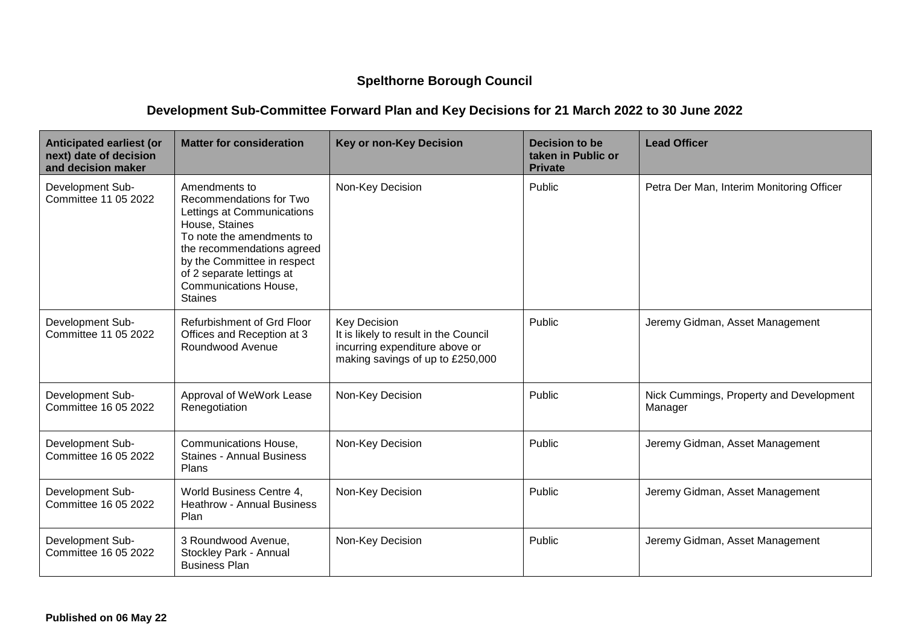## Spelthorne Borough Council

### Development Sub-Committee Forward Plan and Key Decisions for 21 March 2022 to 30 June 2022

| Anticipated earliest (or next) date of decision and decision maker | Matter for consideration | Key or non-Key Decision | Decision to be taken in Public or Private | Lead Officer |
|---|---|---|---|---|
| Development Sub-Committee 11 05 2022 | Amendments to Recommendations for Two Lettings at Communications House, Staines<br>To note the amendments to the recommendations agreed by the Committee in respect of 2 separate lettings at Communications House, Staines | Non-Key Decision | Public | Petra Der Man, Interim Monitoring Officer |
| Development Sub-Committee 11 05 2022 | Refurbishment of Grd Floor Offices and Reception at 3 Roundwood Avenue | Key Decision<br>It is likely to result in the Council incurring expenditure above or making savings of up to £250,000 | Public | Jeremy Gidman, Asset Management |
| Development Sub-Committee 16 05 2022 | Approval of WeWork Lease Renegotiation | Non-Key Decision | Public | Nick Cummings, Property and Development Manager |
| Development Sub-Committee 16 05 2022 | Communications House, Staines - Annual Business Plans | Non-Key Decision | Public | Jeremy Gidman, Asset Management |
| Development Sub-Committee 16 05 2022 | World Business Centre 4, Heathrow - Annual Business Plan | Non-Key Decision | Public | Jeremy Gidman, Asset Management |
| Development Sub-Committee 16 05 2022 | 3 Roundwood Avenue, Stockley Park - Annual Business Plan | Non-Key Decision | Public | Jeremy Gidman, Asset Management |

**Published on 06 May 22**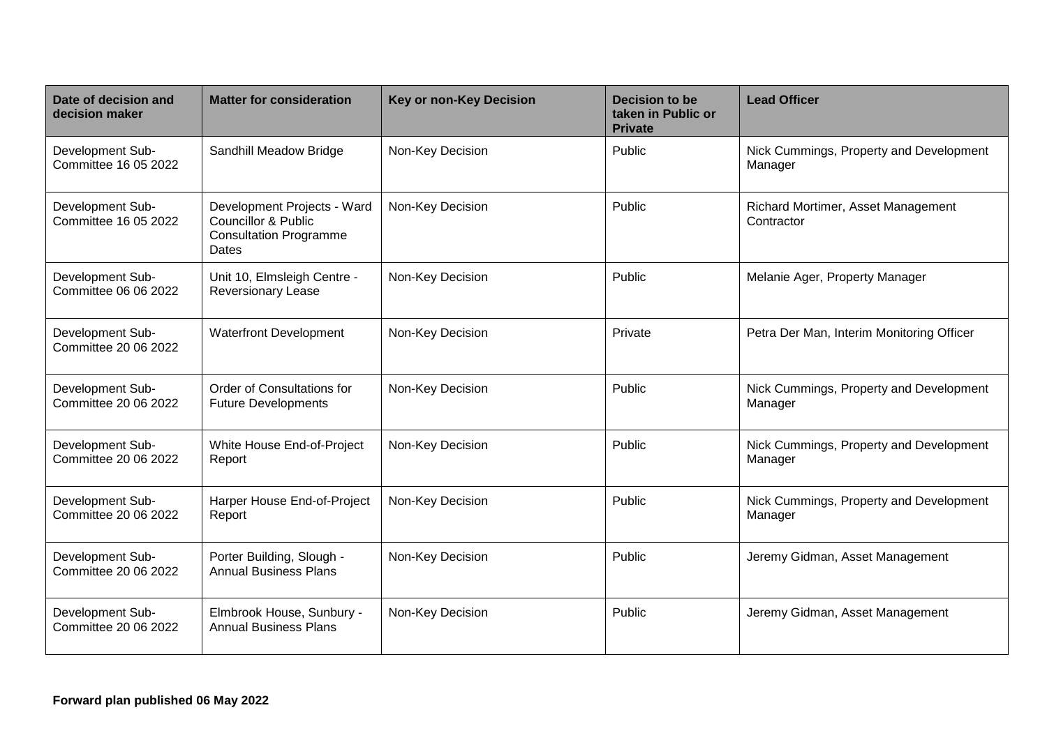| Date of decision and decision maker | Matter for consideration | Key or non-Key Decision | Decision to be taken in Public or Private | Lead Officer |
| --- | --- | --- | --- | --- |
| Development Sub-Committee 16 05 2022 | Sandhill Meadow Bridge | Non-Key Decision | Public | Nick Cummings, Property and Development Manager |
| Development Sub-Committee 16 05 2022 | Development Projects - Ward Councillor & Public Consultation Programme Dates | Non-Key Decision | Public | Richard Mortimer, Asset Management Contractor |
| Development Sub-Committee 06 06 2022 | Unit 10, Elmsleigh Centre - Reversionary Lease | Non-Key Decision | Public | Melanie Ager, Property Manager |
| Development Sub-Committee 20 06 2022 | Waterfront Development | Non-Key Decision | Private | Petra Der Man, Interim Monitoring Officer |
| Development Sub-Committee 20 06 2022 | Order of Consultations for Future Developments | Non-Key Decision | Public | Nick Cummings, Property and Development Manager |
| Development Sub-Committee 20 06 2022 | White House End-of-Project Report | Non-Key Decision | Public | Nick Cummings, Property and Development Manager |
| Development Sub-Committee 20 06 2022 | Harper House End-of-Project Report | Non-Key Decision | Public | Nick Cummings, Property and Development Manager |
| Development Sub-Committee 20 06 2022 | Porter Building, Slough - Annual Business Plans | Non-Key Decision | Public | Jeremy Gidman, Asset Management |
| Development Sub-Committee 20 06 2022 | Elmbrook House, Sunbury - Annual Business Plans | Non-Key Decision | Public | Jeremy Gidman, Asset Management |

**Forward plan published 06 May 2022**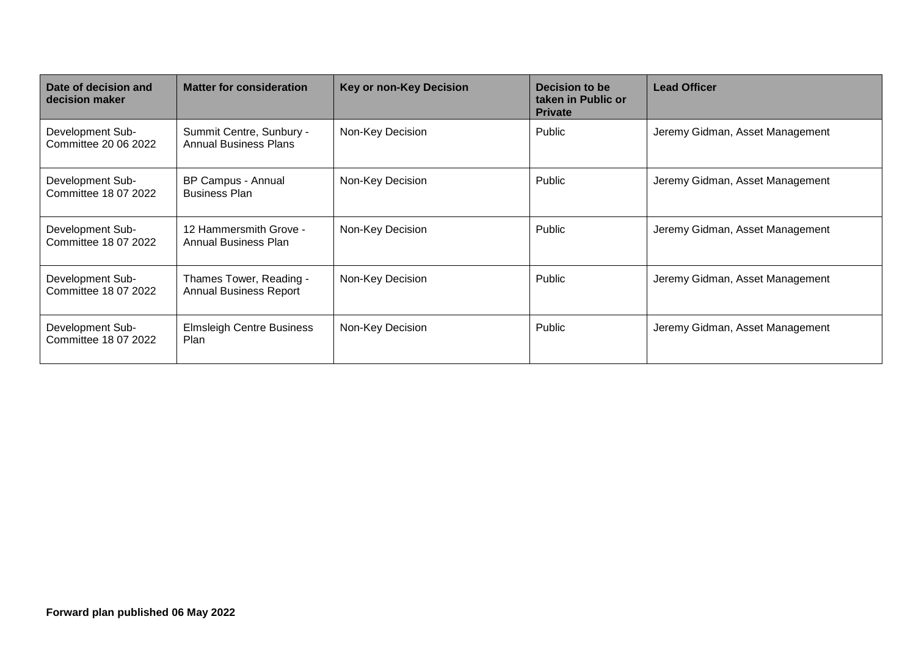| Date of decision and decision maker | Matter for consideration | Key or non-Key Decision | Decision to be taken in Public or Private | Lead Officer |
|---|---|---|---|---|
| Development Sub-Committee 20 06 2022 | Summit Centre, Sunbury - Annual Business Plans | Non-Key Decision | Public | Jeremy Gidman, Asset Management |
| Development Sub-Committee 18 07 2022 | BP Campus - Annual Business Plan | Non-Key Decision | Public | Jeremy Gidman, Asset Management |
| Development Sub-Committee 18 07 2022 | 12 Hammersmith Grove - Annual Business Plan | Non-Key Decision | Public | Jeremy Gidman, Asset Management |
| Development Sub-Committee 18 07 2022 | Thames Tower, Reading - Annual Business Report | Non-Key Decision | Public | Jeremy Gidman, Asset Management |
| Development Sub-Committee 18 07 2022 | Elmsleigh Centre Business Plan | Non-Key Decision | Public | Jeremy Gidman, Asset Management |

**Forward plan published 06 May 2022**